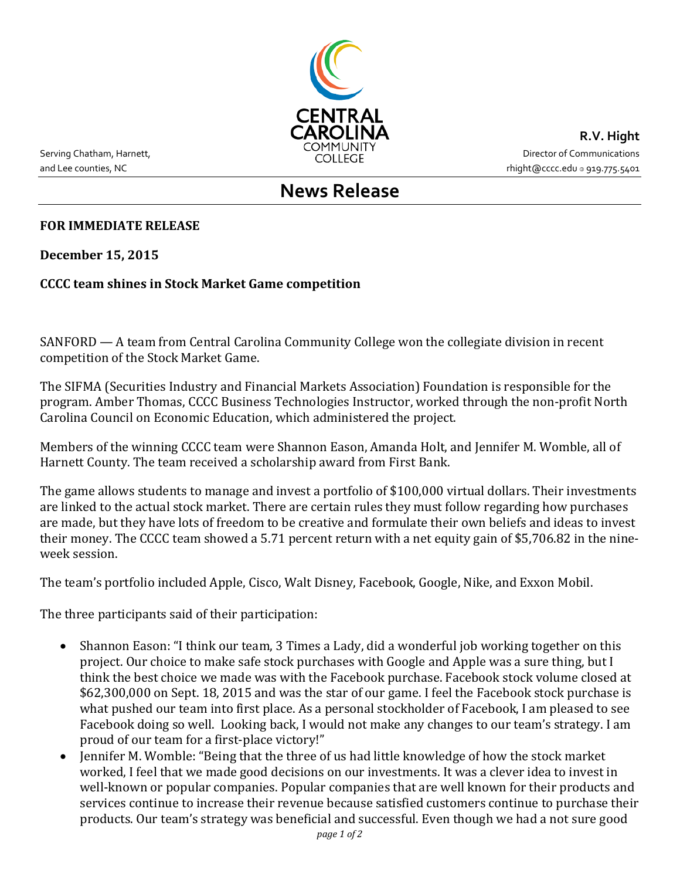Serving Chatham, Harnett, and Lee counties, NC

CENTRAL CAROLINA COMMUNITY COLLEGE

**R.V. Hight**
Director of Communications
rhight@cccc.edu ◎ 919.775.5401

# News Release

**FOR IMMEDIATE RELEASE**

**December 15, 2015**

**CCCC team shines in Stock Market Game competition**

SANFORD — A team from Central Carolina Community College won the collegiate division in recent competition of the Stock Market Game.

The SIFMA (Securities Industry and Financial Markets Association) Foundation is responsible for the program. Amber Thomas, CCCC Business Technologies Instructor, worked through the non-profit North Carolina Council on Economic Education, which administered the project.

Members of the winning CCCC team were Shannon Eason, Amanda Holt, and Jennifer M. Womble, all of Harnett County. The team received a scholarship award from First Bank.

The game allows students to manage and invest a portfolio of $100,000 virtual dollars. Their investments are linked to the actual stock market. There are certain rules they must follow regarding how purchases are made, but they have lots of freedom to be creative and formulate their own beliefs and ideas to invest their money. The CCCC team showed a 5.71 percent return with a net equity gain of $5,706.82 in the nine-week session.

The team's portfolio included Apple, Cisco, Walt Disney, Facebook, Google, Nike, and Exxon Mobil.

The three participants said of their participation:

- Shannon Eason: "I think our team, 3 Times a Lady, did a wonderful job working together on this project. Our choice to make safe stock purchases with Google and Apple was a sure thing, but I think the best choice we made was with the Facebook purchase. Facebook stock volume closed at $62,300,000 on Sept. 18, 2015 and was the star of our game. I feel the Facebook stock purchase is what pushed our team into first place. As a personal stockholder of Facebook, I am pleased to see Facebook doing so well. Looking back, I would not make any changes to our team's strategy. I am proud of our team for a first-place victory!"
- Jennifer M. Womble: "Being that the three of us had little knowledge of how the stock market worked, I feel that we made good decisions on our investments. It was a clever idea to invest in well-known or popular companies. Popular companies that are well known for their products and services continue to increase their revenue because satisfied customers continue to purchase their products. Our team's strategy was beneficial and successful. Even though we had a not sure good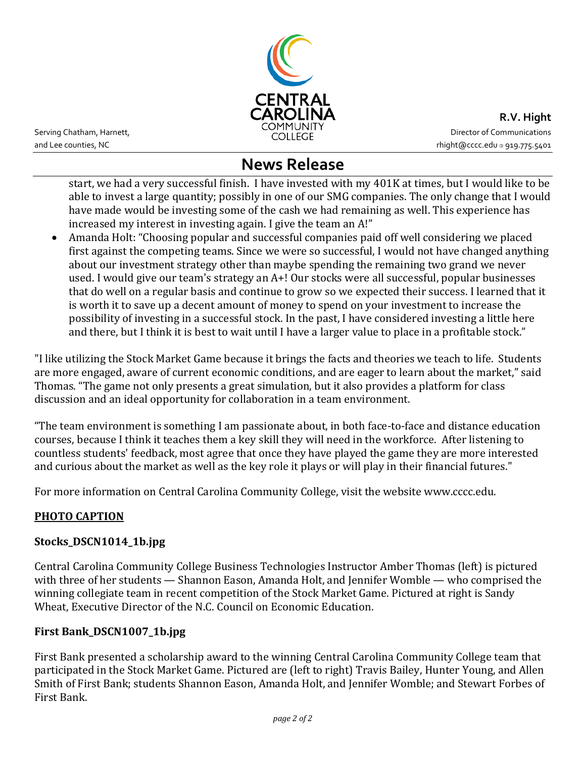start, we had a very successful finish. I have invested with my 401K at times, but I would like to be able to invest a large quantity; possibly in one of our SMG companies. The only change that I would have made would be investing some of the cash we had remaining as well. This experience has increased my interest in investing again. I give the team an A!"

- Amanda Holt: "Choosing popular and successful companies paid off well considering we placed first against the competing teams. Since we were so successful, I would not have changed anything about our investment strategy other than maybe spending the remaining two grand we never used. I would give our team's strategy an A+! Our stocks were all successful, popular businesses that do well on a regular basis and continue to grow so we expected their success. I learned that it is worth it to save up a decent amount of money to spend on your investment to increase the possibility of investing in a successful stock. In the past, I have considered investing a little here and there, but I think it is best to wait until I have a larger value to place in a profitable stock."

"I like utilizing the Stock Market Game because it brings the facts and theories we teach to life. Students are more engaged, aware of current economic conditions, and are eager to learn about the market," said Thomas. "The game not only presents a great simulation, but it also provides a platform for class discussion and an ideal opportunity for collaboration in a team environment.

"The team environment is something I am passionate about, in both face-to-face and distance education courses, because I think it teaches them a key skill they will need in the workforce. After listening to countless students' feedback, most agree that once they have played the game they are more interested and curious about the market as well as the key role it plays or will play in their financial futures."

For more information on Central Carolina Community College, visit the website www.cccc.edu.

**PHOTO CAPTION**

**Stocks_DSCN1014_1b.jpg**

Central Carolina Community College Business Technologies Instructor Amber Thomas (left) is pictured with three of her students — Shannon Eason, Amanda Holt, and Jennifer Womble — who comprised the winning collegiate team in recent competition of the Stock Market Game. Pictured at right is Sandy Wheat, Executive Director of the N.C. Council on Economic Education.

**First Bank_DSCN1007_1b.jpg**

First Bank presented a scholarship award to the winning Central Carolina Community College team that participated in the Stock Market Game. Pictured are (left to right) Travis Bailey, Hunter Young, and Allen Smith of First Bank; students Shannon Eason, Amanda Holt, and Jennifer Womble; and Stewart Forbes of First Bank.